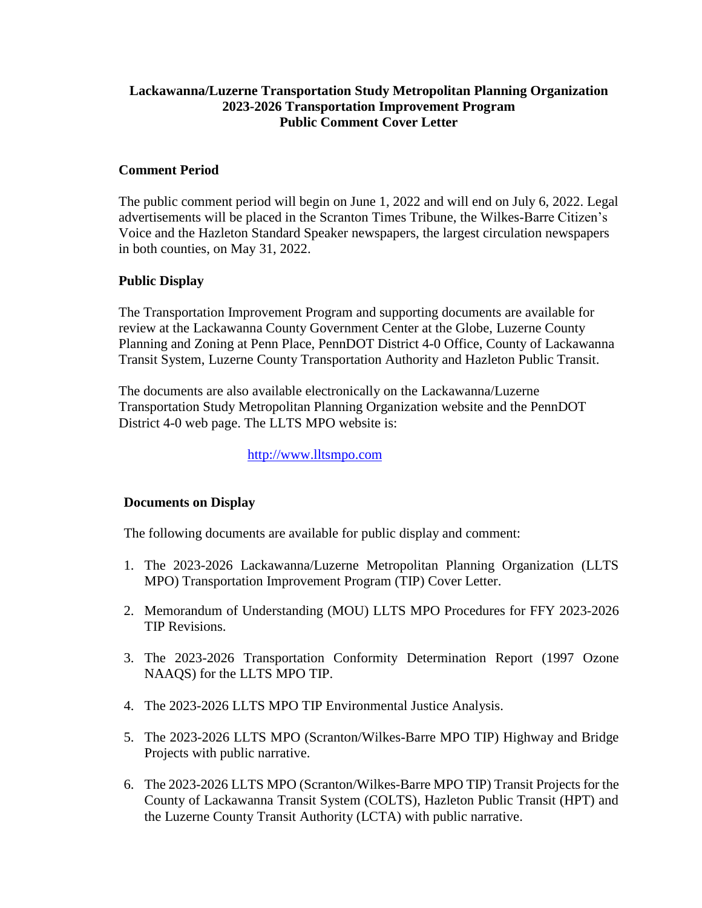# Lackawanna/Luzerne Transportation Study Metropolitan Planning Organization
# 2023-2026 Transportation Improvement Program
# Public Comment Cover Letter

## Comment Period

The public comment period will begin on June 1, 2022 and will end on July 6, 2022. Legal advertisements will be placed in the Scranton Times Tribune, the Wilkes-Barre Citizen's Voice and the Hazleton Standard Speaker newspapers, the largest circulation newspapers in both counties, on May 31, 2022.

## Public Display

The Transportation Improvement Program and supporting documents are available for review at the Lackawanna County Government Center at the Globe, Luzerne County Planning and Zoning at Penn Place, PennDOT District 4-0 Office, County of Lackawanna Transit System, Luzerne County Transportation Authority and Hazleton Public Transit.

The documents are also available electronically on the Lackawanna/Luzerne Transportation Study Metropolitan Planning Organization website and the PennDOT District 4-0 web page. The LLTS MPO website is:

http://www.lltsmpo.com

## Documents on Display

The following documents are available for public display and comment:

1. The 2023-2026 Lackawanna/Luzerne Metropolitan Planning Organization (LLTS MPO) Transportation Improvement Program (TIP) Cover Letter.
2. Memorandum of Understanding (MOU) LLTS MPO Procedures for FFY 2023-2026 TIP Revisions.
3. The 2023-2026 Transportation Conformity Determination Report (1997 Ozone NAAQS) for the LLTS MPO TIP.
4. The 2023-2026 LLTS MPO TIP Environmental Justice Analysis.
5. The 2023-2026 LLTS MPO (Scranton/Wilkes-Barre MPO TIP) Highway and Bridge Projects with public narrative.
6. The 2023-2026 LLTS MPO (Scranton/Wilkes-Barre MPO TIP) Transit Projects for the County of Lackawanna Transit System (COLTS), Hazleton Public Transit (HPT) and the Luzerne County Transit Authority (LCTA) with public narrative.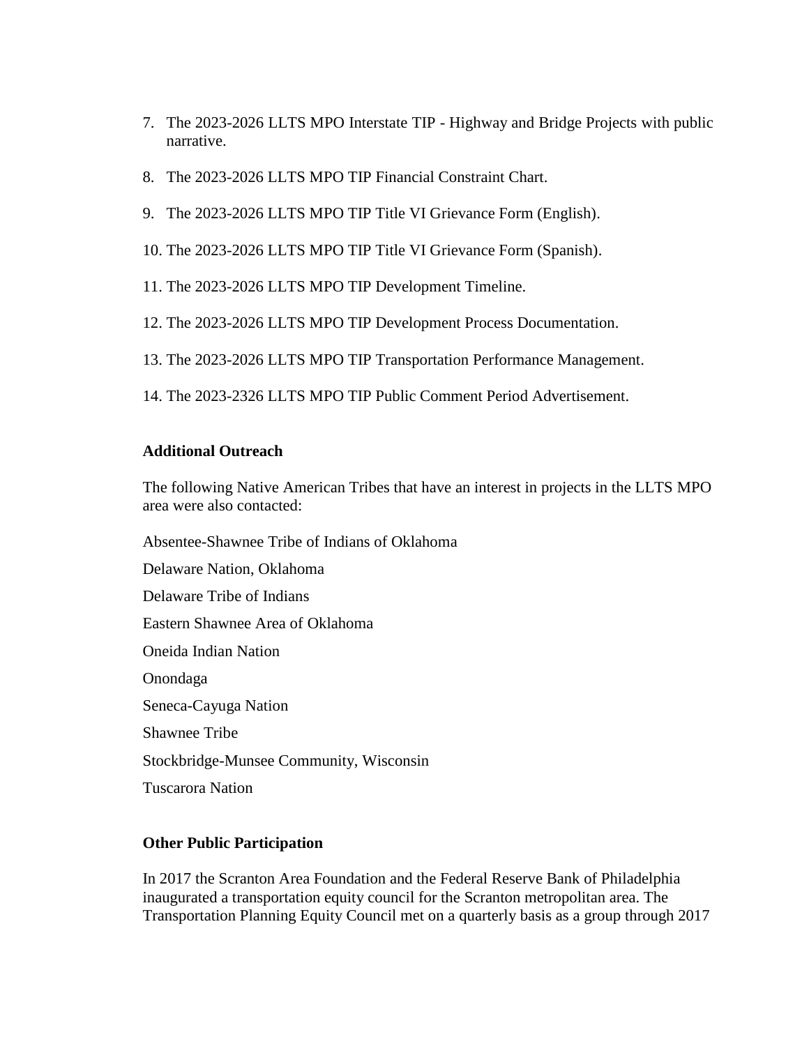7. The 2023-2026 LLTS MPO Interstate TIP - Highway and Bridge Projects with public narrative.

8. The 2023-2026 LLTS MPO TIP Financial Constraint Chart.

9. The 2023-2026 LLTS MPO TIP Title VI Grievance Form (English).

10. The 2023-2026 LLTS MPO TIP Title VI Grievance Form (Spanish).

11. The 2023-2026 LLTS MPO TIP Development Timeline.

12. The 2023-2026 LLTS MPO TIP Development Process Documentation.

13. The 2023-2026 LLTS MPO TIP Transportation Performance Management.

14. The 2023-2326 LLTS MPO TIP Public Comment Period Advertisement.

**Additional Outreach**

The following Native American Tribes that have an interest in projects in the LLTS MPO area were also contacted:

Absentee-Shawnee Tribe of Indians of Oklahoma

Delaware Nation, Oklahoma

Delaware Tribe of Indians

Eastern Shawnee Area of Oklahoma

Oneida Indian Nation

Onondaga

Seneca-Cayuga Nation

Shawnee Tribe

Stockbridge-Munsee Community, Wisconsin

Tuscarora Nation

**Other Public Participation**

In 2017 the Scranton Area Foundation and the Federal Reserve Bank of Philadelphia inaugurated a transportation equity council for the Scranton metropolitan area. The Transportation Planning Equity Council met on a quarterly basis as a group through 2017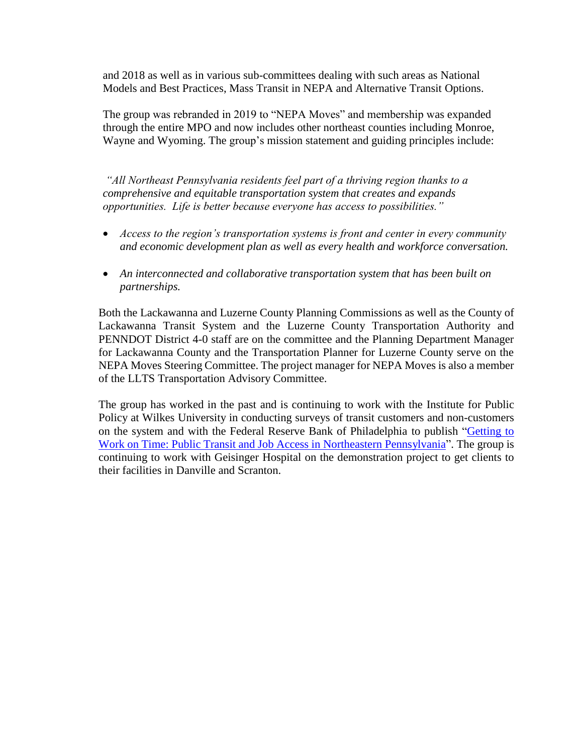and 2018 as well as in various sub-committees dealing with such areas as National Models and Best Practices, Mass Transit in NEPA and Alternative Transit Options.

The group was rebranded in 2019 to "NEPA Moves" and membership was expanded through the entire MPO and now includes other northeast counties including Monroe, Wayne and Wyoming. The group's mission statement and guiding principles include:

*"All Northeast Pennsylvania residents feel part of a thriving region thanks to a comprehensive and equitable transportation system that creates and expands opportunities. Life is better because everyone has access to possibilities."*

- *Access to the region's transportation systems is front and center in every community and economic development plan as well as every health and workforce conversation.*
- *An interconnected and collaborative transportation system that has been built on partnerships.*

Both the Lackawanna and Luzerne County Planning Commissions as well as the County of Lackawanna Transit System and the Luzerne County Transportation Authority and PENNDOT District 4-0 staff are on the committee and the Planning Department Manager for Lackawanna County and the Transportation Planner for Luzerne County serve on the NEPA Moves Steering Committee. The project manager for NEPA Moves is also a member of the LLTS Transportation Advisory Committee.

The group has worked in the past and is continuing to work with the Institute for Public Policy at Wilkes University in conducting surveys of transit customers and non-customers on the system and with the Federal Reserve Bank of Philadelphia to publish "Getting to Work on Time: Public Transit and Job Access in Northeastern Pennsylvania". The group is continuing to work with Geisinger Hospital on the demonstration project to get clients to their facilities in Danville and Scranton.